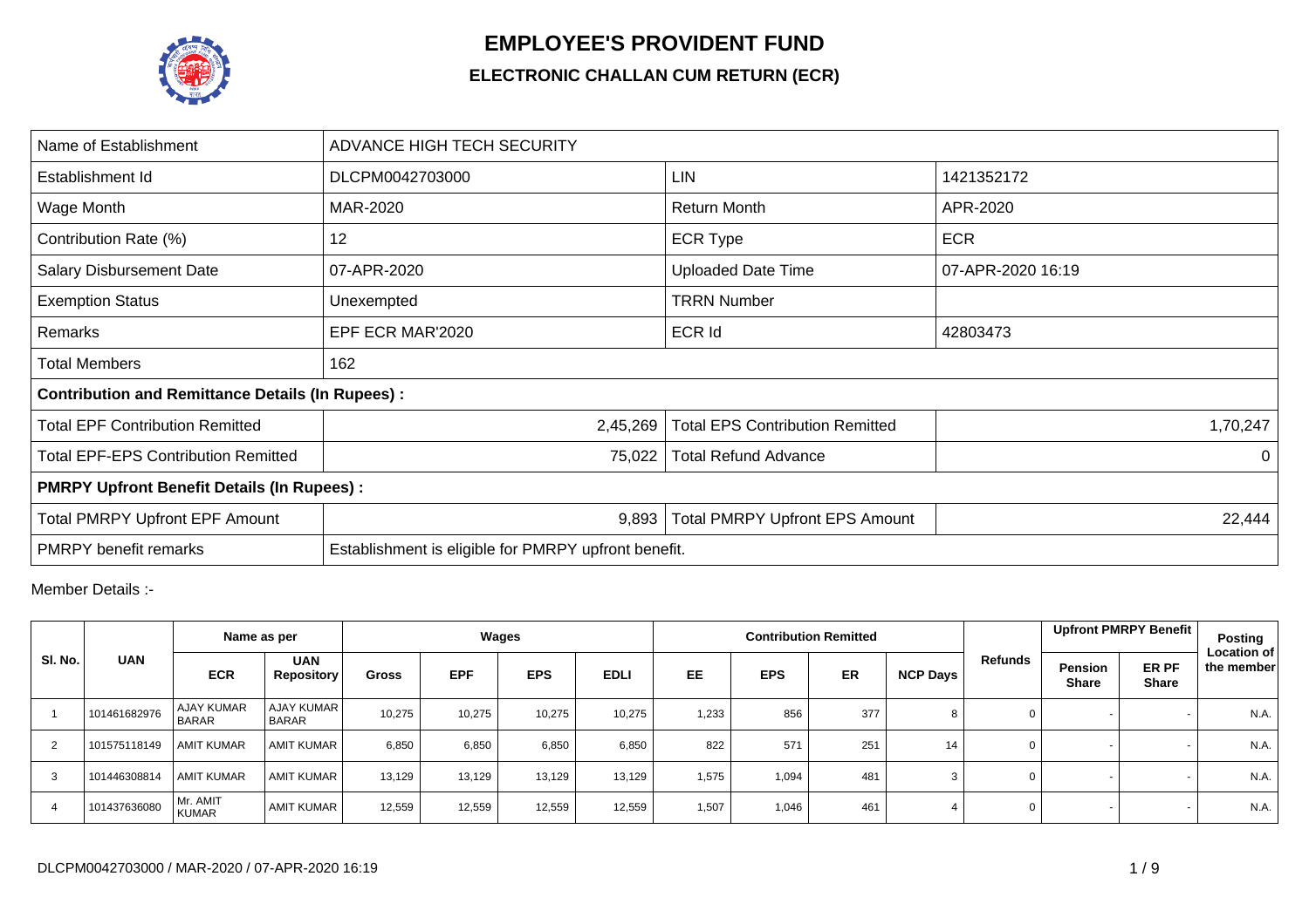# EMPLOYEE'S PROVIDENT FUND

## ELECTRONIC CHALLAN CUM RETURN (ECR)

| | | | |
|---|---|---|---|
| Name of Establishment | ADVANCE HIGH TECH SECURITY | | |
| Establishment Id | DLCPM0042703000 | LIN | 1421352172 |
| Wage Month | MAR-2020 | Return Month | APR-2020 |
| Contribution Rate (%) | 12 | ECR Type | ECR |
| Salary Disbursement Date | 07-APR-2020 | Uploaded Date Time | 07-APR-2020 16:19 |
| Exemption Status | Unexempted | TRRN Number | |
| Remarks | EPF ECR MAR'2020 | ECR Id | 42803473 |
| Total Members | 162 | | |
| **Contribution and Remittance Details (In Rupees) :** | | | |
| Total EPF Contribution Remitted | 2,45,269 | Total EPS Contribution Remitted | 1,70,247 |
| Total EPF-EPS Contribution Remitted | 75,022 | Total Refund Advance | 0 |
| **PMRPY Upfront Benefit Details (In Rupees) :** | | | |
| Total PMRPY Upfront EPF Amount | 9,893 | Total PMRPY Upfront EPS Amount | 22,444 |
| PMRPY benefit remarks | Establishment is eligible for PMRPY upfront benefit. | | |

Member Details :-

| Sl. No. | UAN | Name as per | | Wages | | | | Contribution Remitted | | | | Refunds | Upfront PMRPY Benefit | | Posting Location of the member |
|---|---|---|---|---|---|---|---|---|---|---|---|---|---|---|---|
| | | ECR | UAN Repository | Gross | EPF | EPS | EDLI | EE | EPS | ER | NCP Days | | Pension Share | ER PF Share | |
| 1 | 101461682976 | AJAY KUMAR BARAR | AJAY KUMAR BARAR | 10,275 | 10,275 | 10,275 | 10,275 | 1,233 | 856 | 377 | 8 | 0 | - | - | N.A. |
| 2 | 101575118149 | AMIT KUMAR | AMIT KUMAR | 6,850 | 6,850 | 6,850 | 6,850 | 822 | 571 | 251 | 14 | 0 | - | - | N.A. |
| 3 | 101446308814 | AMIT KUMAR | AMIT KUMAR | 13,129 | 13,129 | 13,129 | 13,129 | 1,575 | 1,094 | 481 | 3 | 0 | - | - | N.A. |
| 4 | 101437636080 | Mr. AMIT KUMAR | AMIT KUMAR | 12,559 | 12,559 | 12,559 | 12,559 | 1,507 | 1,046 | 461 | 4 | 0 | - | - | N.A. |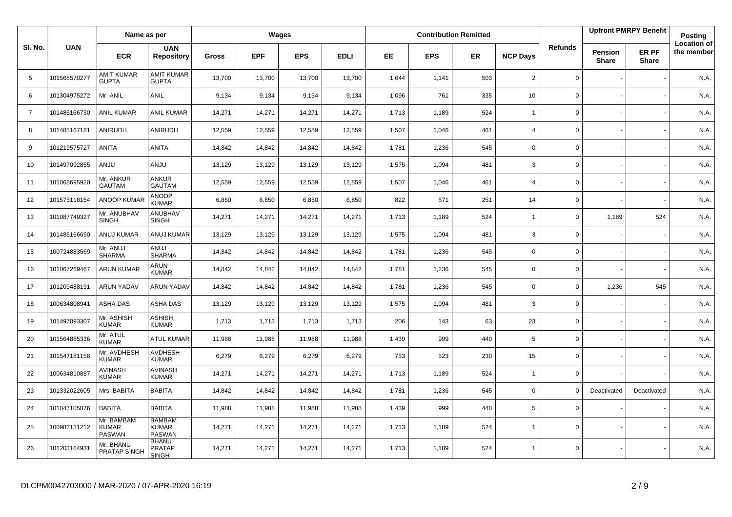| Sl. No. | UAN | Name as per | | Wages | | | | Contribution Remitted | | | | Refunds | Upfront PMRPY Benefit | | Posting Location of the member |
|---|---|---|---|---|---|---|---|---|---|---|---|---|---|---|---|
| | | ECR | UAN Repository | Gross | EPF | EPS | EDLI | EE | EPS | ER | NCP Days | | Pension Share | ER PF Share | |
| 5 | 101568570277 | AMIT KUMAR GUPTA | AMIT KUMAR GUPTA | 13,700 | 13,700 | 13,700 | 13,700 | 1,644 | 1,141 | 503 | 2 | 0 | - | - | N.A. |
| 6 | 101304975272 | Mr. ANIL | ANIL | 9,134 | 9,134 | 9,134 | 9,134 | 1,096 | 761 | 335 | 10 | 0 | - | - | N.A. |
| 7 | 101485166730 | ANIL KUMAR | ANIL KUMAR | 14,271 | 14,271 | 14,271 | 14,271 | 1,713 | 1,189 | 524 | 1 | 0 | - | - | N.A. |
| 8 | 101485167181 | ANIRUDH | ANIRUDH | 12,559 | 12,559 | 12,559 | 12,559 | 1,507 | 1,046 | 461 | 4 | 0 | - | - | N.A. |
| 9 | 101219575727 | ANITA | ANITA | 14,842 | 14,842 | 14,842 | 14,842 | 1,781 | 1,236 | 545 | 0 | 0 | - | - | N.A. |
| 10 | 101497092855 | ANJU | ANJU | 13,129 | 13,129 | 13,129 | 13,129 | 1,575 | 1,094 | 481 | 3 | 0 | - | - | N.A. |
| 11 | 101068695920 | Mr. ANKUR GAUTAM | ANKUR GAUTAM | 12,559 | 12,559 | 12,559 | 12,559 | 1,507 | 1,046 | 461 | 4 | 0 | - | - | N.A. |
| 12 | 101575118154 | ANOOP KUMAR | ANOOP KUMAR | 6,850 | 6,850 | 6,850 | 6,850 | 822 | 571 | 251 | 14 | 0 | - | - | N.A. |
| 13 | 101087749327 | Mr. ANUBHAV SINGH | ANUBHAV SINGH | 14,271 | 14,271 | 14,271 | 14,271 | 1,713 | 1,189 | 524 | 1 | 0 | 1,189 | 524 | N.A. |
| 14 | 101485166690 | ANUJ KUMAR | ANUJ KUMAR | 13,129 | 13,129 | 13,129 | 13,129 | 1,575 | 1,094 | 481 | 3 | 0 | - | - | N.A. |
| 15 | 100724883569 | Mr. ANUJ SHARMA | ANUJ SHARMA | 14,842 | 14,842 | 14,842 | 14,842 | 1,781 | 1,236 | 545 | 0 | 0 | - | - | N.A. |
| 16 | 101067269467 | ARUN KUMAR | ARUN KUMAR | 14,842 | 14,842 | 14,842 | 14,842 | 1,781 | 1,236 | 545 | 0 | 0 | - | - | N.A. |
| 17 | 101209488191 | ARUN YADAV | ARUN YADAV | 14,842 | 14,842 | 14,842 | 14,842 | 1,781 | 1,236 | 545 | 0 | 0 | 1,236 | 545 | N.A. |
| 18 | 100634808941 | ASHA DAS | ASHA DAS | 13,129 | 13,129 | 13,129 | 13,129 | 1,575 | 1,094 | 481 | 3 | 0 | - | - | N.A. |
| 19 | 101497093307 | Mr. ASHISH KUMAR | ASHISH KUMAR | 1,713 | 1,713 | 1,713 | 1,713 | 206 | 143 | 63 | 23 | 0 | - | - | N.A. |
| 20 | 101564885336 | Mr. ATUL KUMAR | ATUL KUMAR | 11,988 | 11,988 | 11,988 | 11,988 | 1,439 | 999 | 440 | 5 | 0 | - | - | N.A. |
| 21 | 101547181156 | Mr. AVDHESH KUMAR | AVDHESH KUMAR | 6,279 | 6,279 | 6,279 | 6,279 | 753 | 523 | 230 | 15 | 0 | - | - | N.A. |
| 22 | 100634810887 | AVINASH KUMAR | AVINASH KUMAR | 14,271 | 14,271 | 14,271 | 14,271 | 1,713 | 1,189 | 524 | 1 | 0 | - | - | N.A. |
| 23 | 101332022605 | Mrs. BABITA | BABITA | 14,842 | 14,842 | 14,842 | 14,842 | 1,781 | 1,236 | 545 | 0 | 0 | Deactivated | Deactivated | N.A. |
| 24 | 101047105876 | BABITA | BABITA | 11,988 | 11,988 | 11,988 | 11,988 | 1,439 | 999 | 440 | 5 | 0 | - | - | N.A. |
| 25 | 100987131212 | Mr. BAMBAM KUMAR PASWAN | BAMBAM KUMAR PASWAN | 14,271 | 14,271 | 14,271 | 14,271 | 1,713 | 1,189 | 524 | 1 | 0 | - | - | N.A. |
| 26 | 101203164931 | Mr. BHANU PRATAP SINGH | BHANU PRATAP SINGH | 14,271 | 14,271 | 14,271 | 14,271 | 1,713 | 1,189 | 524 | 1 | 0 | - | - | N.A. |

DLCPM0042703000 / MAR-2020 / 07-APR-2020 16:19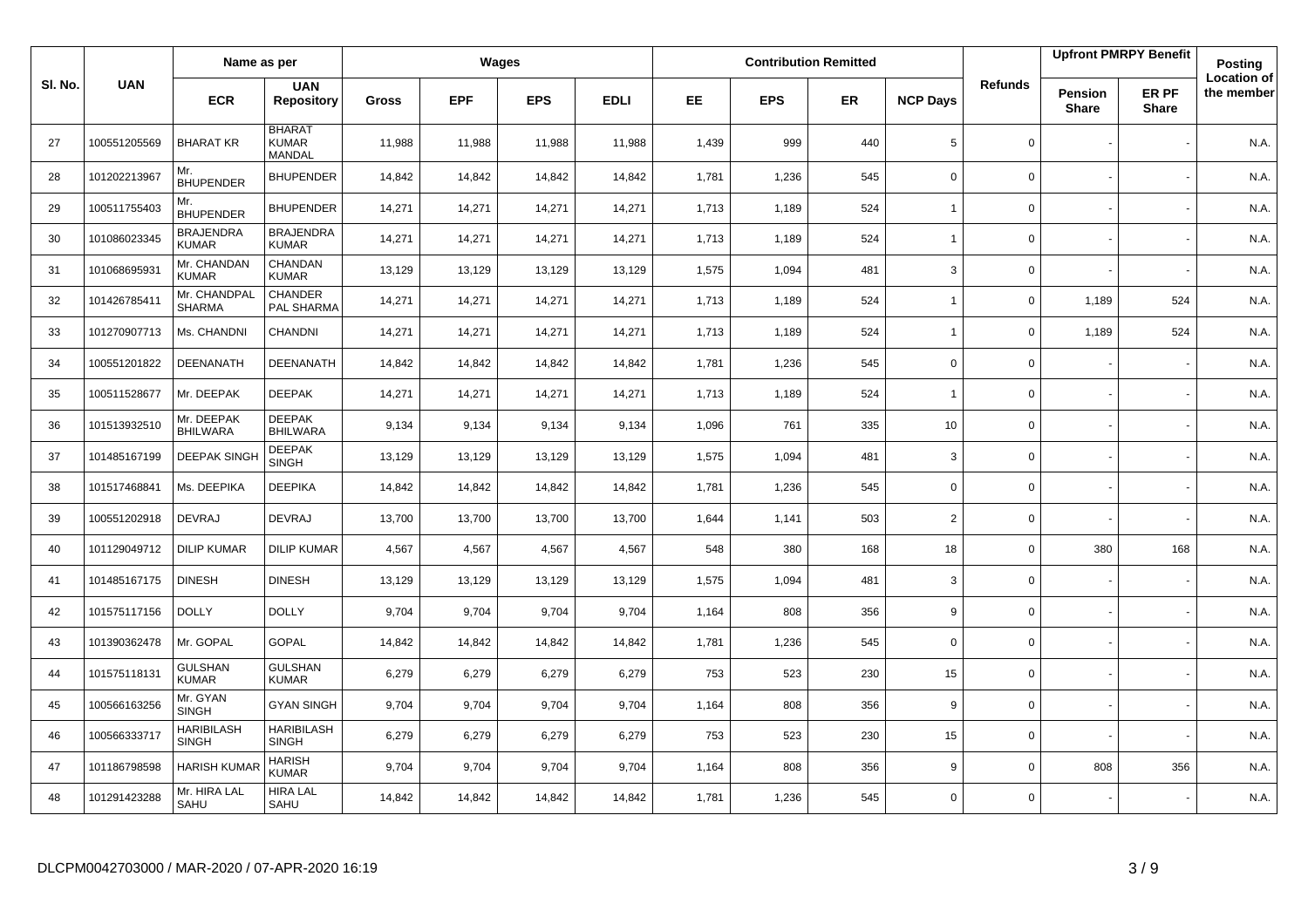| Sl. No. | UAN | Name as per | | Wages | | | | Contribution Remitted | | | | Refunds | Upfront PMRPY Benefit | | Posting Location of the member |
|---|---|---|---|---|---|---|---|---|---|---|---|---|---|---|---|
| | | ECR | UAN Repository | Gross | EPF | EPS | EDLI | EE | EPS | ER | NCP Days | | Pension Share | ER PF Share | |
| 27 | 100551205569 | BHARAT KR | BHARAT KUMAR MANDAL | 11,988 | 11,988 | 11,988 | 11,988 | 1,439 | 999 | 440 | 5 | 0 | - | - | N.A. |
| 28 | 101202213967 | Mr. BHUPENDER | BHUPENDER | 14,842 | 14,842 | 14,842 | 14,842 | 1,781 | 1,236 | 545 | 0 | 0 | - | - | N.A. |
| 29 | 100511755403 | Mr. BHUPENDER | BHUPENDER | 14,271 | 14,271 | 14,271 | 14,271 | 1,713 | 1,189 | 524 | 1 | 0 | - | - | N.A. |
| 30 | 101086023345 | BRAJENDRA KUMAR | BRAJENDRA KUMAR | 14,271 | 14,271 | 14,271 | 14,271 | 1,713 | 1,189 | 524 | 1 | 0 | - | - | N.A. |
| 31 | 101068695931 | Mr. CHANDAN KUMAR | CHANDAN KUMAR | 13,129 | 13,129 | 13,129 | 13,129 | 1,575 | 1,094 | 481 | 3 | 0 | - | - | N.A. |
| 32 | 101426785411 | Mr. CHANDPAL SHARMA | CHANDER PAL SHARMA | 14,271 | 14,271 | 14,271 | 14,271 | 1,713 | 1,189 | 524 | 1 | 0 | 1,189 | 524 | N.A. |
| 33 | 101270907713 | Ms. CHANDNI | CHANDNI | 14,271 | 14,271 | 14,271 | 14,271 | 1,713 | 1,189 | 524 | 1 | 0 | 1,189 | 524 | N.A. |
| 34 | 100551201822 | DEENANATH | DEENANATH | 14,842 | 14,842 | 14,842 | 14,842 | 1,781 | 1,236 | 545 | 0 | 0 | - | - | N.A. |
| 35 | 100511528677 | Mr. DEEPAK | DEEPAK | 14,271 | 14,271 | 14,271 | 14,271 | 1,713 | 1,189 | 524 | 1 | 0 | - | - | N.A. |
| 36 | 101513932510 | Mr. DEEPAK BHILWARA | DEEPAK BHILWARA | 9,134 | 9,134 | 9,134 | 9,134 | 1,096 | 761 | 335 | 10 | 0 | - | - | N.A. |
| 37 | 101485167199 | DEEPAK SINGH | DEEPAK SINGH | 13,129 | 13,129 | 13,129 | 13,129 | 1,575 | 1,094 | 481 | 3 | 0 | - | - | N.A. |
| 38 | 101517468841 | Ms. DEEPIKA | DEEPIKA | 14,842 | 14,842 | 14,842 | 14,842 | 1,781 | 1,236 | 545 | 0 | 0 | - | - | N.A. |
| 39 | 100551202918 | DEVRAJ | DEVRAJ | 13,700 | 13,700 | 13,700 | 13,700 | 1,644 | 1,141 | 503 | 2 | 0 | - | - | N.A. |
| 40 | 101129049712 | DILIP KUMAR | DILIP KUMAR | 4,567 | 4,567 | 4,567 | 4,567 | 548 | 380 | 168 | 18 | 0 | 380 | 168 | N.A. |
| 41 | 101485167175 | DINESH | DINESH | 13,129 | 13,129 | 13,129 | 13,129 | 1,575 | 1,094 | 481 | 3 | 0 | - | - | N.A. |
| 42 | 101575117156 | DOLLY | DOLLY | 9,704 | 9,704 | 9,704 | 9,704 | 1,164 | 808 | 356 | 9 | 0 | - | - | N.A. |
| 43 | 101390362478 | Mr. GOPAL | GOPAL | 14,842 | 14,842 | 14,842 | 14,842 | 1,781 | 1,236 | 545 | 0 | 0 | - | - | N.A. |
| 44 | 101575118131 | GULSHAN KUMAR | GULSHAN KUMAR | 6,279 | 6,279 | 6,279 | 6,279 | 753 | 523 | 230 | 15 | 0 | - | - | N.A. |
| 45 | 100566163256 | Mr. GYAN SINGH | GYAN SINGH | 9,704 | 9,704 | 9,704 | 9,704 | 1,164 | 808 | 356 | 9 | 0 | - | - | N.A. |
| 46 | 100566333717 | HARIBILASH SINGH | HARIBILASH SINGH | 6,279 | 6,279 | 6,279 | 6,279 | 753 | 523 | 230 | 15 | 0 | - | - | N.A. |
| 47 | 101186798598 | HARISH KUMAR | HARISH KUMAR | 9,704 | 9,704 | 9,704 | 9,704 | 1,164 | 808 | 356 | 9 | 0 | 808 | 356 | N.A. |
| 48 | 101291423288 | Mr. HIRA LAL SAHU | HIRA LAL SAHU | 14,842 | 14,842 | 14,842 | 14,842 | 1,781 | 1,236 | 545 | 0 | 0 | - | - | N.A. |

DLCPM0042703000 / MAR-2020 / 07-APR-2020 16:19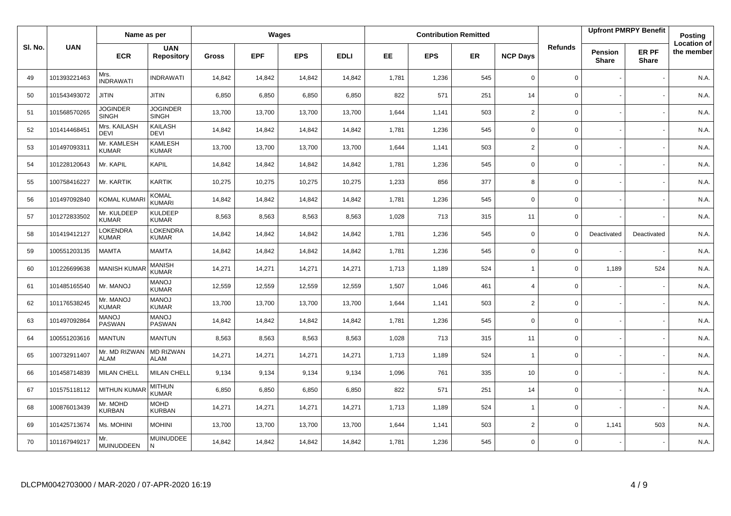| Sl. No. | UAN | Name as per | | Wages | | | | Contribution Remitted | | | | Refunds | Upfront PMRPY Benefit | | Posting Location of the member |
|---|---|---|---|---|---|---|---|---|---|---|---|---|---|---|---|
| | | ECR | UAN Repository | Gross | EPF | EPS | EDLI | EE | EPS | ER | NCP Days | | Pension Share | ER PF Share | |
| 49 | 101393221463 | Mrs. INDRAWATI | INDRAWATI | 14,842 | 14,842 | 14,842 | 14,842 | 1,781 | 1,236 | 545 | 0 | 0 | - | - | N.A. |
| 50 | 101543493072 | JITIN | JITIN | 6,850 | 6,850 | 6,850 | 6,850 | 822 | 571 | 251 | 14 | 0 | - | - | N.A. |
| 51 | 101568570265 | JOGINDER SINGH | JOGINDER SINGH | 13,700 | 13,700 | 13,700 | 13,700 | 1,644 | 1,141 | 503 | 2 | 0 | - | - | N.A. |
| 52 | 101414468451 | Mrs. KAILASH DEVI | KAILASH DEVI | 14,842 | 14,842 | 14,842 | 14,842 | 1,781 | 1,236 | 545 | 0 | 0 | - | - | N.A. |
| 53 | 101497093311 | Mr. KAMLESH KUMAR | KAMLESH KUMAR | 13,700 | 13,700 | 13,700 | 13,700 | 1,644 | 1,141 | 503 | 2 | 0 | - | - | N.A. |
| 54 | 101228120643 | Mr. KAPIL | KAPIL | 14,842 | 14,842 | 14,842 | 14,842 | 1,781 | 1,236 | 545 | 0 | 0 | - | - | N.A. |
| 55 | 100758416227 | Mr. KARTIK | KARTIK | 10,275 | 10,275 | 10,275 | 10,275 | 1,233 | 856 | 377 | 8 | 0 | - | - | N.A. |
| 56 | 101497092840 | KOMAL KUMARI | KOMAL KUMARI | 14,842 | 14,842 | 14,842 | 14,842 | 1,781 | 1,236 | 545 | 0 | 0 | - | - | N.A. |
| 57 | 101272833502 | Mr. KULDEEP KUMAR | KULDEEP KUMAR | 8,563 | 8,563 | 8,563 | 8,563 | 1,028 | 713 | 315 | 11 | 0 | - | - | N.A. |
| 58 | 101419412127 | LOKENDRA KUMAR | LOKENDRA KUMAR | 14,842 | 14,842 | 14,842 | 14,842 | 1,781 | 1,236 | 545 | 0 | 0 | Deactivated | Deactivated | N.A. |
| 59 | 100551203135 | MAMTA | MAMTA | 14,842 | 14,842 | 14,842 | 14,842 | 1,781 | 1,236 | 545 | 0 | 0 | - | - | N.A. |
| 60 | 101226699638 | MANISH KUMAR | MANISH KUMAR | 14,271 | 14,271 | 14,271 | 14,271 | 1,713 | 1,189 | 524 | 1 | 0 | 1,189 | 524 | N.A. |
| 61 | 101485165540 | Mr. MANOJ | MANOJ KUMAR | 12,559 | 12,559 | 12,559 | 12,559 | 1,507 | 1,046 | 461 | 4 | 0 | - | - | N.A. |
| 62 | 101176538245 | Mr. MANOJ KUMAR | MANOJ KUMAR | 13,700 | 13,700 | 13,700 | 13,700 | 1,644 | 1,141 | 503 | 2 | 0 | - | - | N.A. |
| 63 | 101497092864 | MANOJ PASWAN | MANOJ PASWAN | 14,842 | 14,842 | 14,842 | 14,842 | 1,781 | 1,236 | 545 | 0 | 0 | - | - | N.A. |
| 64 | 100551203616 | MANTUN | MANTUN | 8,563 | 8,563 | 8,563 | 8,563 | 1,028 | 713 | 315 | 11 | 0 | - | - | N.A. |
| 65 | 100732911407 | Mr. MD RIZWAN ALAM | MD RIZWAN ALAM | 14,271 | 14,271 | 14,271 | 14,271 | 1,713 | 1,189 | 524 | 1 | 0 | - | - | N.A. |
| 66 | 101458714839 | MILAN CHELL | MILAN CHELL | 9,134 | 9,134 | 9,134 | 9,134 | 1,096 | 761 | 335 | 10 | 0 | - | - | N.A. |
| 67 | 101575118112 | MITHUN KUMAR | MITHUN KUMAR | 6,850 | 6,850 | 6,850 | 6,850 | 822 | 571 | 251 | 14 | 0 | - | - | N.A. |
| 68 | 100876013439 | Mr. MOHD KURBAN | MOHD KURBAN | 14,271 | 14,271 | 14,271 | 14,271 | 1,713 | 1,189 | 524 | 1 | 0 | - | - | N.A. |
| 69 | 101425713674 | Ms. MOHINI | MOHINI | 13,700 | 13,700 | 13,700 | 13,700 | 1,644 | 1,141 | 503 | 2 | 0 | 1,141 | 503 | N.A. |
| 70 | 101167949217 | Mr. MUINUDDEEN | MUINUDDEE N | 14,842 | 14,842 | 14,842 | 14,842 | 1,781 | 1,236 | 545 | 0 | 0 | - | - | N.A. |

DLCPM0042703000 / MAR-2020 / 07-APR-2020 16:19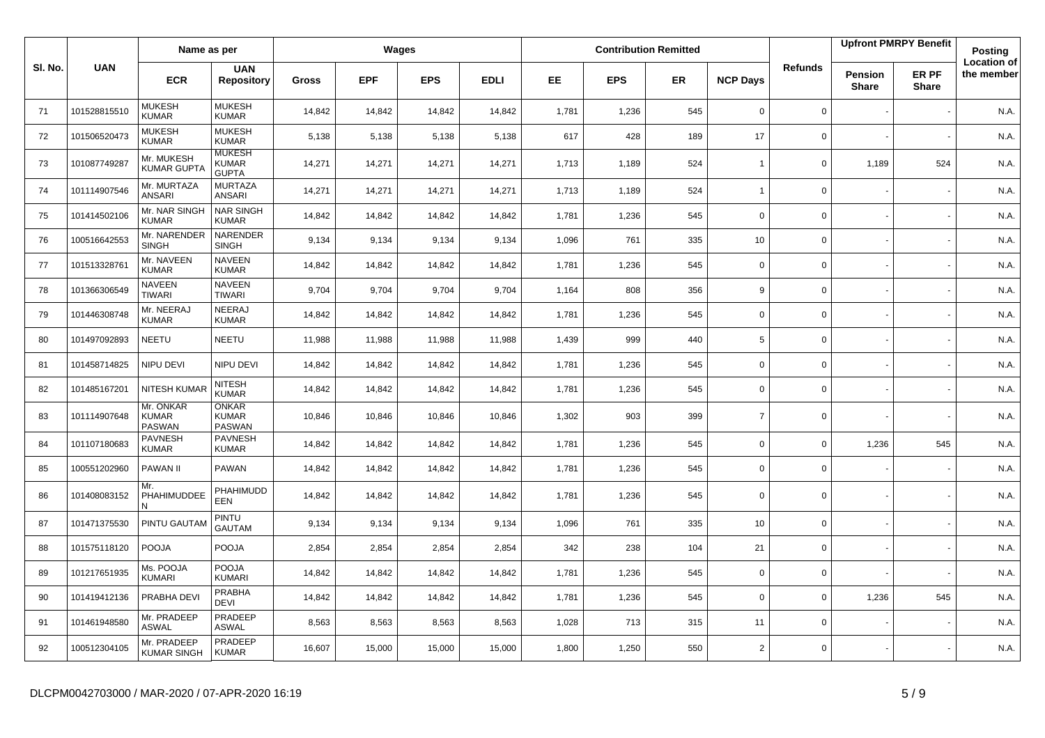| Sl. No. | UAN | Name as per | | Wages | | | | Contribution Remitted | | | | Refunds | Upfront PMRPY Benefit | | Posting Location of the member |
|---|---|---|---|---|---|---|---|---|---|---|---|---|---|---|---|
| | | ECR | UAN Repository | Gross | EPF | EPS | EDLI | EE | EPS | ER | NCP Days | | Pension Share | ER PF Share | |
| 71 | 101528815510 | MUKESH KUMAR | MUKESH KUMAR | 14,842 | 14,842 | 14,842 | 14,842 | 1,781 | 1,236 | 545 | 0 | 0 | - | - | N.A. |
| 72 | 101506520473 | MUKESH KUMAR | MUKESH KUMAR | 5,138 | 5,138 | 5,138 | 5,138 | 617 | 428 | 189 | 17 | 0 | - | - | N.A. |
| 73 | 101087749287 | Mr. MUKESH KUMAR GUPTA | MUKESH KUMAR GUPTA | 14,271 | 14,271 | 14,271 | 14,271 | 1,713 | 1,189 | 524 | 1 | 0 | 1,189 | 524 | N.A. |
| 74 | 101114907546 | Mr. MURTAZA ANSARI | MURTAZA ANSARI | 14,271 | 14,271 | 14,271 | 14,271 | 1,713 | 1,189 | 524 | 1 | 0 | - | - | N.A. |
| 75 | 101414502106 | Mr. NAR SINGH KUMAR | NAR SINGH KUMAR | 14,842 | 14,842 | 14,842 | 14,842 | 1,781 | 1,236 | 545 | 0 | 0 | - | - | N.A. |
| 76 | 100516642553 | Mr. NARENDER SINGH | NARENDER SINGH | 9,134 | 9,134 | 9,134 | 9,134 | 1,096 | 761 | 335 | 10 | 0 | - | - | N.A. |
| 77 | 101513328761 | Mr. NAVEEN KUMAR | NAVEEN KUMAR | 14,842 | 14,842 | 14,842 | 14,842 | 1,781 | 1,236 | 545 | 0 | 0 | - | - | N.A. |
| 78 | 101366306549 | NAVEEN TIWARI | NAVEEN TIWARI | 9,704 | 9,704 | 9,704 | 9,704 | 1,164 | 808 | 356 | 9 | 0 | - | - | N.A. |
| 79 | 101446308748 | Mr. NEERAJ KUMAR | NEERAJ KUMAR | 14,842 | 14,842 | 14,842 | 14,842 | 1,781 | 1,236 | 545 | 0 | 0 | - | - | N.A. |
| 80 | 101497092893 | NEETU | NEETU | 11,988 | 11,988 | 11,988 | 11,988 | 1,439 | 999 | 440 | 5 | 0 | - | - | N.A. |
| 81 | 101458714825 | NIPU DEVI | NIPU DEVI | 14,842 | 14,842 | 14,842 | 14,842 | 1,781 | 1,236 | 545 | 0 | 0 | - | - | N.A. |
| 82 | 101485167201 | NITESH KUMAR | NITESH KUMAR | 14,842 | 14,842 | 14,842 | 14,842 | 1,781 | 1,236 | 545 | 0 | 0 | - | - | N.A. |
| 83 | 101114907648 | Mr. ONKAR KUMAR PASWAN | ONKAR KUMAR PASWAN | 10,846 | 10,846 | 10,846 | 10,846 | 1,302 | 903 | 399 | 7 | 0 | - | - | N.A. |
| 84 | 101107180683 | PAVNESH KUMAR | PAVNESH KUMAR | 14,842 | 14,842 | 14,842 | 14,842 | 1,781 | 1,236 | 545 | 0 | 0 | 1,236 | 545 | N.A. |
| 85 | 100551202960 | PAWAN II | PAWAN | 14,842 | 14,842 | 14,842 | 14,842 | 1,781 | 1,236 | 545 | 0 | 0 | - | - | N.A. |
| 86 | 101408083152 | Mr. PHAHIMUDDEEN | PHAHIMUDDEEN | 14,842 | 14,842 | 14,842 | 14,842 | 1,781 | 1,236 | 545 | 0 | 0 | - | - | N.A. |
| 87 | 101471375530 | PINTU GAUTAM | PINTU GAUTAM | 9,134 | 9,134 | 9,134 | 9,134 | 1,096 | 761 | 335 | 10 | 0 | - | - | N.A. |
| 88 | 101575118120 | POOJA | POOJA | 2,854 | 2,854 | 2,854 | 2,854 | 342 | 238 | 104 | 21 | 0 | - | - | N.A. |
| 89 | 101217651935 | Ms. POOJA KUMARI | POOJA KUMARI | 14,842 | 14,842 | 14,842 | 14,842 | 1,781 | 1,236 | 545 | 0 | 0 | - | - | N.A. |
| 90 | 101419412136 | PRABHA DEVI | PRABHA DEVI | 14,842 | 14,842 | 14,842 | 14,842 | 1,781 | 1,236 | 545 | 0 | 0 | 1,236 | 545 | N.A. |
| 91 | 101461948580 | Mr. PRADEEP ASWAL | PRADEEP ASWAL | 8,563 | 8,563 | 8,563 | 8,563 | 1,028 | 713 | 315 | 11 | 0 | - | - | N.A. |
| 92 | 100512304105 | Mr. PRADEEP KUMAR SINGH | PRADEEP KUMAR | 16,607 | 15,000 | 15,000 | 15,000 | 1,800 | 1,250 | 550 | 2 | 0 | - | - | N.A. |

DLCPM0042703000 / MAR-2020 / 07-APR-2020 16:19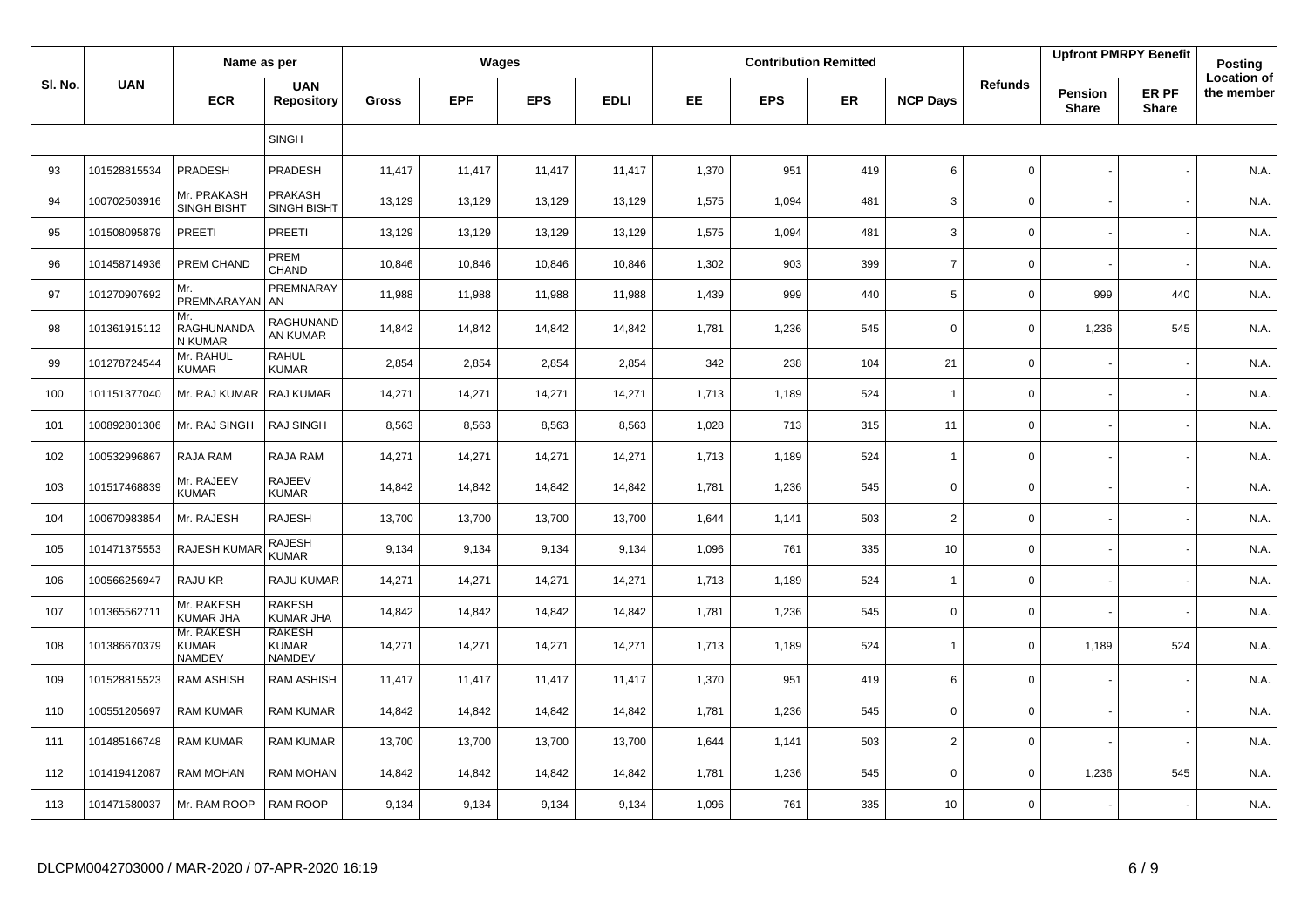| Sl. No. | UAN | Name as per | | Wages | | | | Contribution Remitted | | | | Refunds | Upfront PMRPY Benefit | | Posting Location of the member |
|---|---|---|---|---|---|---|---|---|---|---|---|---|---|---|---|
| | | ECR | UAN Repository | Gross | EPF | EPS | EDLI | EE | EPS | ER | NCP Days | | Pension Share | ER PF Share | |
| | | | SINGH | | | | | | | | | | | | |
| 93 | 101528815534 | PRADESH | PRADESH | 11,417 | 11,417 | 11,417 | 11,417 | 1,370 | 951 | 419 | 6 | 0 | - | - | N.A. |
| 94 | 100702503916 | Mr. PRAKASH SINGH BISHT | PRAKASH SINGH BISHT | 13,129 | 13,129 | 13,129 | 13,129 | 1,575 | 1,094 | 481 | 3 | 0 | - | - | N.A. |
| 95 | 101508095879 | PREETI | PREETI | 13,129 | 13,129 | 13,129 | 13,129 | 1,575 | 1,094 | 481 | 3 | 0 | - | - | N.A. |
| 96 | 101458714936 | PREM CHAND | PREM CHAND | 10,846 | 10,846 | 10,846 | 10,846 | 1,302 | 903 | 399 | 7 | 0 | - | - | N.A. |
| 97 | 101270907692 | Mr. PREMNARAYAN | PREMNARAYAN | 11,988 | 11,988 | 11,988 | 11,988 | 1,439 | 999 | 440 | 5 | 0 | 999 | 440 | N.A. |
| 98 | 101361915112 | Mr. RAGHUNANDAN KUMAR | RAGHUNANDAN KUMAR | 14,842 | 14,842 | 14,842 | 14,842 | 1,781 | 1,236 | 545 | 0 | 0 | 1,236 | 545 | N.A. |
| 99 | 101278724544 | Mr. RAHUL KUMAR | RAHUL KUMAR | 2,854 | 2,854 | 2,854 | 2,854 | 342 | 238 | 104 | 21 | 0 | - | - | N.A. |
| 100 | 101151377040 | Mr. RAJ KUMAR | RAJ KUMAR | 14,271 | 14,271 | 14,271 | 14,271 | 1,713 | 1,189 | 524 | 1 | 0 | - | - | N.A. |
| 101 | 100892801306 | Mr. RAJ SINGH | RAJ SINGH | 8,563 | 8,563 | 8,563 | 8,563 | 1,028 | 713 | 315 | 11 | 0 | - | - | N.A. |
| 102 | 100532996867 | RAJA RAM | RAJA RAM | 14,271 | 14,271 | 14,271 | 14,271 | 1,713 | 1,189 | 524 | 1 | 0 | - | - | N.A. |
| 103 | 101517468839 | Mr. RAJEEV KUMAR | RAJEEV KUMAR | 14,842 | 14,842 | 14,842 | 14,842 | 1,781 | 1,236 | 545 | 0 | 0 | - | - | N.A. |
| 104 | 100670983854 | Mr. RAJESH | RAJESH | 13,700 | 13,700 | 13,700 | 13,700 | 1,644 | 1,141 | 503 | 2 | 0 | - | - | N.A. |
| 105 | 101471375553 | RAJESH KUMAR | RAJESH KUMAR | 9,134 | 9,134 | 9,134 | 9,134 | 1,096 | 761 | 335 | 10 | 0 | - | - | N.A. |
| 106 | 100566256947 | RAJU KR | RAJU KUMAR | 14,271 | 14,271 | 14,271 | 14,271 | 1,713 | 1,189 | 524 | 1 | 0 | - | - | N.A. |
| 107 | 101365562711 | Mr. RAKESH KUMAR JHA | RAKESH KUMAR JHA | 14,842 | 14,842 | 14,842 | 14,842 | 1,781 | 1,236 | 545 | 0 | 0 | - | - | N.A. |
| 108 | 101386670379 | Mr. RAKESH KUMAR NAMDEV | RAKESH KUMAR NAMDEV | 14,271 | 14,271 | 14,271 | 14,271 | 1,713 | 1,189 | 524 | 1 | 0 | 1,189 | 524 | N.A. |
| 109 | 101528815523 | RAM ASHISH | RAM ASHISH | 11,417 | 11,417 | 11,417 | 11,417 | 1,370 | 951 | 419 | 6 | 0 | - | - | N.A. |
| 110 | 100551205697 | RAM KUMAR | RAM KUMAR | 14,842 | 14,842 | 14,842 | 14,842 | 1,781 | 1,236 | 545 | 0 | 0 | - | - | N.A. |
| 111 | 101485166748 | RAM KUMAR | RAM KUMAR | 13,700 | 13,700 | 13,700 | 13,700 | 1,644 | 1,141 | 503 | 2 | 0 | - | - | N.A. |
| 112 | 101419412087 | RAM MOHAN | RAM MOHAN | 14,842 | 14,842 | 14,842 | 14,842 | 1,781 | 1,236 | 545 | 0 | 0 | 1,236 | 545 | N.A. |
| 113 | 101471580037 | Mr. RAM ROOP | RAM ROOP | 9,134 | 9,134 | 9,134 | 9,134 | 1,096 | 761 | 335 | 10 | 0 | - | - | N.A. |

DLCPM0042703000 / MAR-2020 / 07-APR-2020 16:19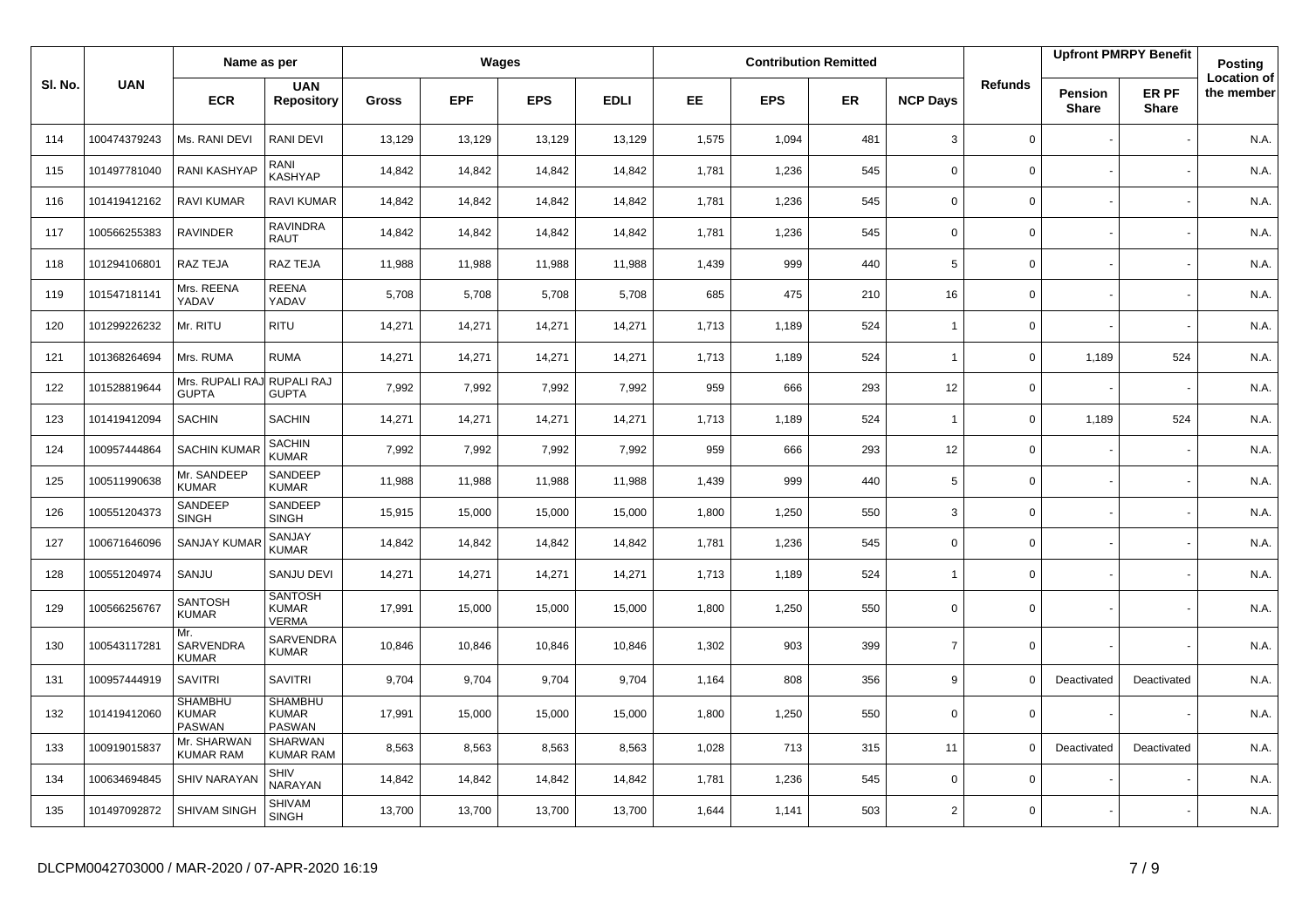| Sl. No. | UAN | Name as per | | Wages | | | | Contribution Remitted | | | | Refunds | Upfront PMRPY Benefit | | Posting Location of the member |
|---|---|---|---|---|---|---|---|---|---|---|---|---|---|---|---|
| | | ECR | UAN Repository | Gross | EPF | EPS | EDLI | EE | EPS | ER | NCP Days | | Pension Share | ER PF Share | |
| 114 | 100474379243 | Ms. RANI DEVI | RANI DEVI | 13,129 | 13,129 | 13,129 | 13,129 | 1,575 | 1,094 | 481 | 3 | 0 | - | - | N.A. |
| 115 | 101497781040 | RANI KASHYAP | RANI KASHYAP | 14,842 | 14,842 | 14,842 | 14,842 | 1,781 | 1,236 | 545 | 0 | 0 | - | - | N.A. |
| 116 | 101419412162 | RAVI KUMAR | RAVI KUMAR | 14,842 | 14,842 | 14,842 | 14,842 | 1,781 | 1,236 | 545 | 0 | 0 | - | - | N.A. |
| 117 | 100566255383 | RAVINDER | RAVINDRA RAUT | 14,842 | 14,842 | 14,842 | 14,842 | 1,781 | 1,236 | 545 | 0 | 0 | - | - | N.A. |
| 118 | 101294106801 | RAZ TEJA | RAZ TEJA | 11,988 | 11,988 | 11,988 | 11,988 | 1,439 | 999 | 440 | 5 | 0 | - | - | N.A. |
| 119 | 101547181141 | Mrs. REENA YADAV | REENA YADAV | 5,708 | 5,708 | 5,708 | 5,708 | 685 | 475 | 210 | 16 | 0 | - | - | N.A. |
| 120 | 101299226232 | Mr. RITU | RITU | 14,271 | 14,271 | 14,271 | 14,271 | 1,713 | 1,189 | 524 | 1 | 0 | - | - | N.A. |
| 121 | 101368264694 | Mrs. RUMA | RUMA | 14,271 | 14,271 | 14,271 | 14,271 | 1,713 | 1,189 | 524 | 1 | 0 | 1,189 | 524 | N.A. |
| 122 | 101528819644 | Mrs. RUPALI RAJ GUPTA | RUPALI RAJ GUPTA | 7,992 | 7,992 | 7,992 | 7,992 | 959 | 666 | 293 | 12 | 0 | - | - | N.A. |
| 123 | 101419412094 | SACHIN | SACHIN | 14,271 | 14,271 | 14,271 | 14,271 | 1,713 | 1,189 | 524 | 1 | 0 | 1,189 | 524 | N.A. |
| 124 | 100957444864 | SACHIN KUMAR | SACHIN KUMAR | 7,992 | 7,992 | 7,992 | 7,992 | 959 | 666 | 293 | 12 | 0 | - | - | N.A. |
| 125 | 100511990638 | Mr. SANDEEP KUMAR | SANDEEP KUMAR | 11,988 | 11,988 | 11,988 | 11,988 | 1,439 | 999 | 440 | 5 | 0 | - | - | N.A. |
| 126 | 100551204373 | SANDEEP SINGH | SANDEEP SINGH | 15,915 | 15,000 | 15,000 | 15,000 | 1,800 | 1,250 | 550 | 3 | 0 | - | - | N.A. |
| 127 | 100671646096 | SANJAY KUMAR | SANJAY KUMAR | 14,842 | 14,842 | 14,842 | 14,842 | 1,781 | 1,236 | 545 | 0 | 0 | - | - | N.A. |
| 128 | 100551204974 | SANJU | SANJU DEVI | 14,271 | 14,271 | 14,271 | 14,271 | 1,713 | 1,189 | 524 | 1 | 0 | - | - | N.A. |
| 129 | 100566256767 | SANTOSH KUMAR | SANTOSH KUMAR VERMA | 17,991 | 15,000 | 15,000 | 15,000 | 1,800 | 1,250 | 550 | 0 | 0 | - | - | N.A. |
| 130 | 100543117281 | Mr. SARVENDRA KUMAR | SARVENDRA KUMAR | 10,846 | 10,846 | 10,846 | 10,846 | 1,302 | 903 | 399 | 7 | 0 | - | - | N.A. |
| 131 | 100957444919 | SAVITRI | SAVITRI | 9,704 | 9,704 | 9,704 | 9,704 | 1,164 | 808 | 356 | 9 | 0 | Deactivated | Deactivated | N.A. |
| 132 | 101419412060 | SHAMBHU KUMAR PASWAN | SHAMBHU KUMAR PASWAN | 17,991 | 15,000 | 15,000 | 15,000 | 1,800 | 1,250 | 550 | 0 | 0 | - | - | N.A. |
| 133 | 100919015837 | Mr. SHARWAN KUMAR RAM | SHARWAN KUMAR RAM | 8,563 | 8,563 | 8,563 | 8,563 | 1,028 | 713 | 315 | 11 | 0 | Deactivated | Deactivated | N.A. |
| 134 | 100634694845 | SHIV NARAYAN | SHIV NARAYAN | 14,842 | 14,842 | 14,842 | 14,842 | 1,781 | 1,236 | 545 | 0 | 0 | - | - | N.A. |
| 135 | 101497092872 | SHIVAM SINGH | SHIVAM SINGH | 13,700 | 13,700 | 13,700 | 13,700 | 1,644 | 1,141 | 503 | 2 | 0 | - | - | N.A. |

DLCPM0042703000 / MAR-2020 / 07-APR-2020 16:19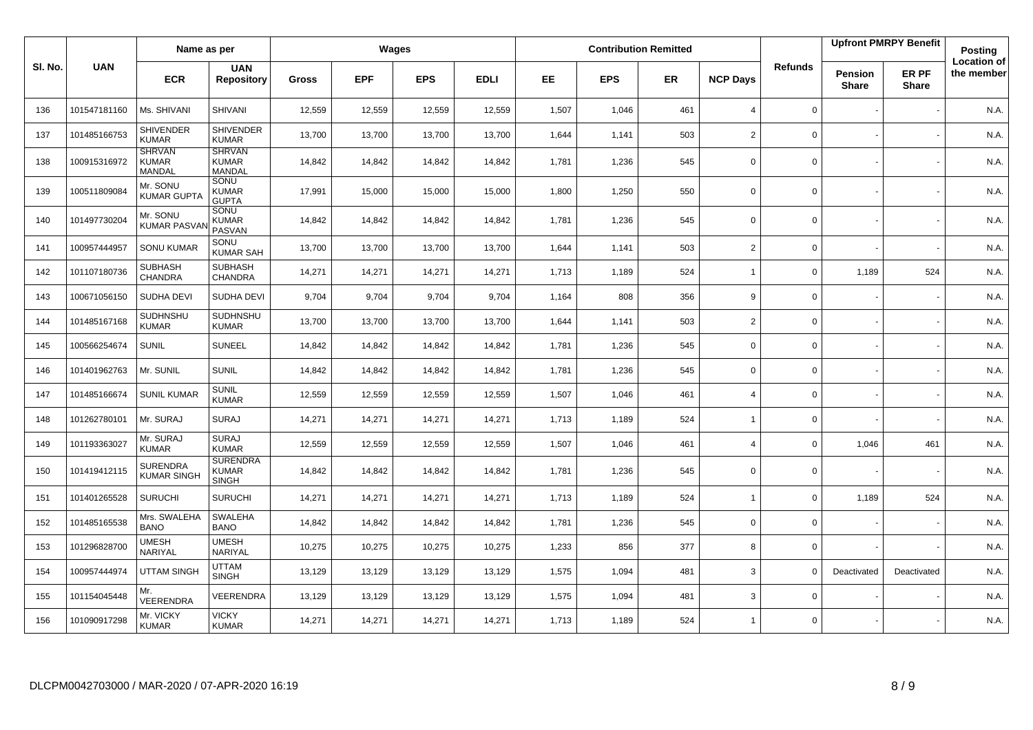| Sl. No. | UAN | Name as per | | Wages | | | | Contribution Remitted | | | | Refunds | Upfront PMRPY Benefit | | Posting Location of the member |
|---|---|---|---|---|---|---|---|---|---|---|---|---|---|---|---|
| | | ECR | UAN Repository | Gross | EPF | EPS | EDLI | EE | EPS | ER | NCP Days | | Pension Share | ER PF Share | |
| 136 | 101547181160 | Ms. SHIVANI | SHIVANI | 12,559 | 12,559 | 12,559 | 12,559 | 1,507 | 1,046 | 461 | 4 | 0 | - | - | N.A. |
| 137 | 101485166753 | SHIVENDER KUMAR | SHIVENDER KUMAR | 13,700 | 13,700 | 13,700 | 13,700 | 1,644 | 1,141 | 503 | 2 | 0 | - | - | N.A. |
| 138 | 100915316972 | SHRVAN KUMAR MANDAL | SHRVAN KUMAR MANDAL | 14,842 | 14,842 | 14,842 | 14,842 | 1,781 | 1,236 | 545 | 0 | 0 | - | - | N.A. |
| 139 | 100511809084 | Mr. SONU KUMAR GUPTA | SONU KUMAR GUPTA | 17,991 | 15,000 | 15,000 | 15,000 | 1,800 | 1,250 | 550 | 0 | 0 | - | - | N.A. |
| 140 | 101497730204 | Mr. SONU KUMAR PASVAN | SONU KUMAR PASVAN | 14,842 | 14,842 | 14,842 | 14,842 | 1,781 | 1,236 | 545 | 0 | 0 | - | - | N.A. |
| 141 | 100957444957 | SONU KUMAR | SONU KUMAR SAH | 13,700 | 13,700 | 13,700 | 13,700 | 1,644 | 1,141 | 503 | 2 | 0 | - | - | N.A. |
| 142 | 101107180736 | SUBHASH CHANDRA | SUBHASH CHANDRA | 14,271 | 14,271 | 14,271 | 14,271 | 1,713 | 1,189 | 524 | 1 | 0 | 1,189 | 524 | N.A. |
| 143 | 100671056150 | SUDHA DEVI | SUDHA DEVI | 9,704 | 9,704 | 9,704 | 9,704 | 1,164 | 808 | 356 | 9 | 0 | - | - | N.A. |
| 144 | 101485167168 | SUDHNSHU KUMAR | SUDHNSHU KUMAR | 13,700 | 13,700 | 13,700 | 13,700 | 1,644 | 1,141 | 503 | 2 | 0 | - | - | N.A. |
| 145 | 100566254674 | SUNIL | SUNEEL | 14,842 | 14,842 | 14,842 | 14,842 | 1,781 | 1,236 | 545 | 0 | 0 | - | - | N.A. |
| 146 | 101401962763 | Mr. SUNIL | SUNIL | 14,842 | 14,842 | 14,842 | 14,842 | 1,781 | 1,236 | 545 | 0 | 0 | - | - | N.A. |
| 147 | 101485166674 | SUNIL KUMAR | SUNIL KUMAR | 12,559 | 12,559 | 12,559 | 12,559 | 1,507 | 1,046 | 461 | 4 | 0 | - | - | N.A. |
| 148 | 101262780101 | Mr. SURAJ | SURAJ | 14,271 | 14,271 | 14,271 | 14,271 | 1,713 | 1,189 | 524 | 1 | 0 | - | - | N.A. |
| 149 | 101193363027 | Mr. SURAJ KUMAR | SURAJ KUMAR | 12,559 | 12,559 | 12,559 | 12,559 | 1,507 | 1,046 | 461 | 4 | 0 | 1,046 | 461 | N.A. |
| 150 | 101419412115 | SURENDRA KUMAR SINGH | SURENDRA KUMAR SINGH | 14,842 | 14,842 | 14,842 | 14,842 | 1,781 | 1,236 | 545 | 0 | 0 | - | - | N.A. |
| 151 | 101401265528 | SURUCHI | SURUCHI | 14,271 | 14,271 | 14,271 | 14,271 | 1,713 | 1,189 | 524 | 1 | 0 | 1,189 | 524 | N.A. |
| 152 | 101485165538 | Mrs. SWALEHA BANO | SWALEHA BANO | 14,842 | 14,842 | 14,842 | 14,842 | 1,781 | 1,236 | 545 | 0 | 0 | - | - | N.A. |
| 153 | 101296828700 | UMESH NARIYAL | UMESH NARIYAL | 10,275 | 10,275 | 10,275 | 10,275 | 1,233 | 856 | 377 | 8 | 0 | - | - | N.A. |
| 154 | 100957444974 | UTTAM SINGH | UTTAM SINGH | 13,129 | 13,129 | 13,129 | 13,129 | 1,575 | 1,094 | 481 | 3 | 0 | Deactivated | Deactivated | N.A. |
| 155 | 101154045448 | Mr. VEERENDRA | VEERENDRA | 13,129 | 13,129 | 13,129 | 13,129 | 1,575 | 1,094 | 481 | 3 | 0 | - | - | N.A. |
| 156 | 101090917298 | Mr. VICKY KUMAR | VICKY KUMAR | 14,271 | 14,271 | 14,271 | 14,271 | 1,713 | 1,189 | 524 | 1 | 0 | - | - | N.A. |

DLCPM0042703000 / MAR-2020 / 07-APR-2020 16:19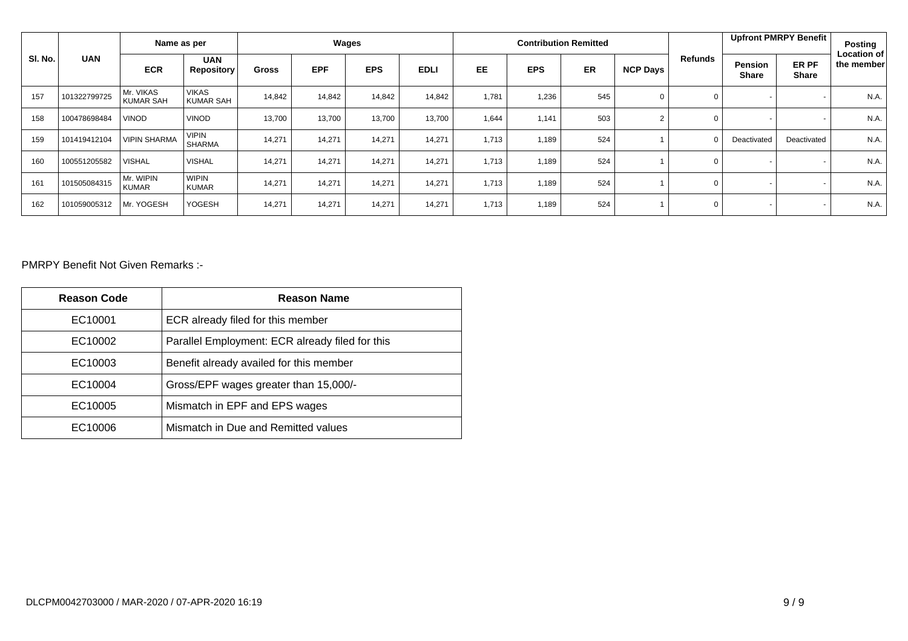| Sl. No. | UAN | Name as per | | Wages | | | | Contribution Remitted | | | | Refunds | Upfront PMRPY Benefit | | Posting Location of the member |
|---|---|---|---|---|---|---|---|---|---|---|---|---|---|---|---|
| | | ECR | UAN Repository | Gross | EPF | EPS | EDLI | EE | EPS | ER | NCP Days | | Pension Share | ER PF Share | |
| 157 | 101322799725 | Mr. VIKAS KUMAR SAH | VIKAS KUMAR SAH | 14,842 | 14,842 | 14,842 | 14,842 | 1,781 | 1,236 | 545 | 0 | 0 | - | - | N.A. |
| 158 | 100478698484 | VINOD | VINOD | 13,700 | 13,700 | 13,700 | 13,700 | 1,644 | 1,141 | 503 | 2 | 0 | - | - | N.A. |
| 159 | 101419412104 | VIPIN SHARMA | VIPIN SHARMA | 14,271 | 14,271 | 14,271 | 14,271 | 1,713 | 1,189 | 524 | 1 | 0 | Deactivated | Deactivated | N.A. |
| 160 | 100551205582 | VISHAL | VISHAL | 14,271 | 14,271 | 14,271 | 14,271 | 1,713 | 1,189 | 524 | 1 | 0 | - | - | N.A. |
| 161 | 101505084315 | Mr. WIPIN KUMAR | WIPIN KUMAR | 14,271 | 14,271 | 14,271 | 14,271 | 1,713 | 1,189 | 524 | 1 | 0 | - | - | N.A. |
| 162 | 101059005312 | Mr. YOGESH | YOGESH | 14,271 | 14,271 | 14,271 | 14,271 | 1,713 | 1,189 | 524 | 1 | 0 | - | - | N.A. |

PMRPY Benefit Not Given Remarks :-

| Reason Code | Reason Name |
|---|---|
| EC10001 | ECR already filed for this member |
| EC10002 | Parallel Employment: ECR already filed for this |
| EC10003 | Benefit already availed for this member |
| EC10004 | Gross/EPF wages greater than 15,000/- |
| EC10005 | Mismatch in EPF and EPS wages |
| EC10006 | Mismatch in Due and Remitted values |

DLCPM0042703000 / MAR-2020 / 07-APR-2020 16:19